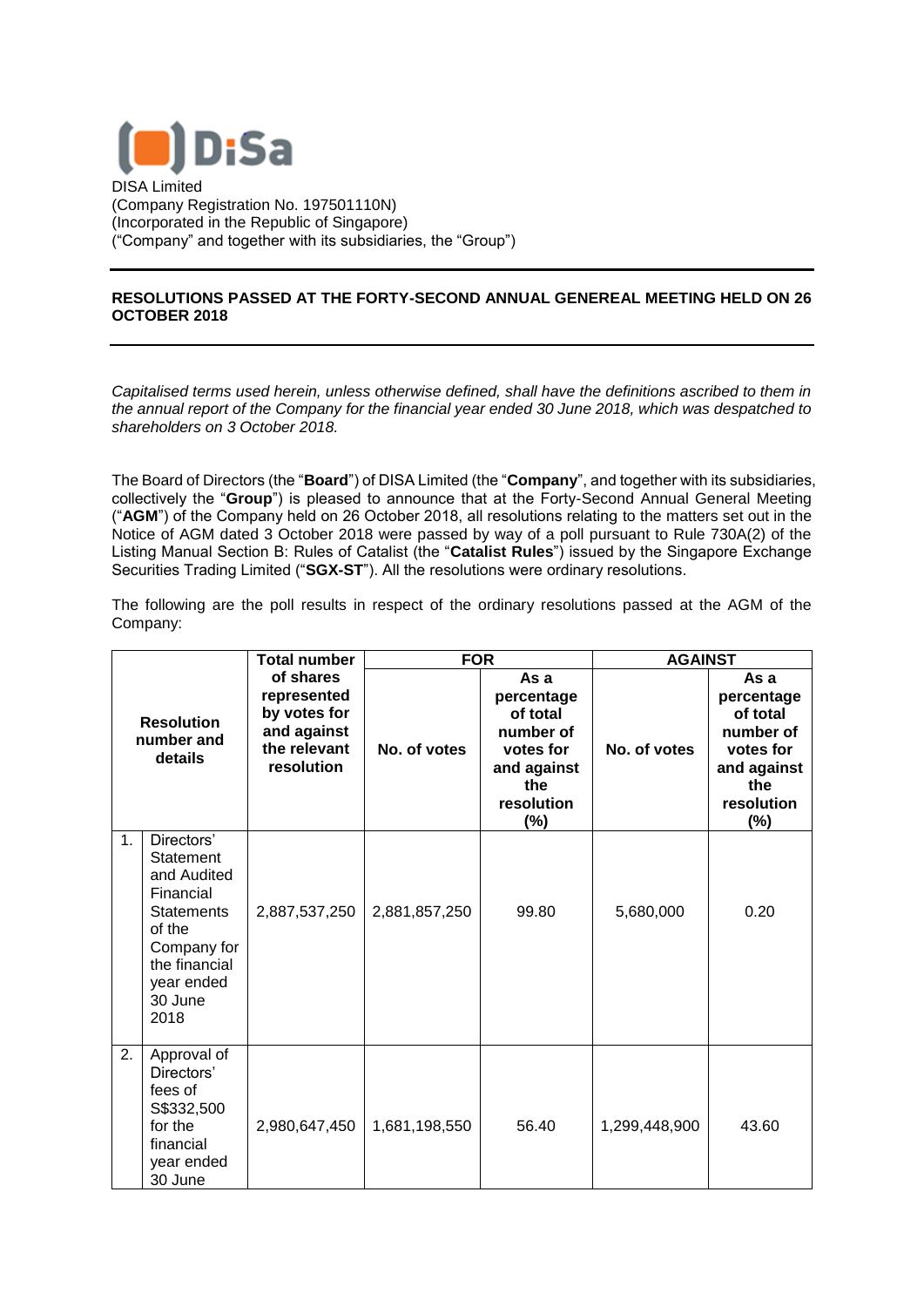DiSa

DISA Limited
(Company Registration No. 197501110N)
(Incorporated in the Republic of Singapore)
("Company" and together with its subsidiaries, the "Group")

**RESOLUTIONS PASSED AT THE FORTY-SECOND ANNUAL GENEREAL MEETING HELD ON 26 OCTOBER 2018**

*Capitalised terms used herein, unless otherwise defined, shall have the definitions ascribed to them in the annual report of the Company for the financial year ended 30 June 2018, which was despatched to shareholders on 3 October 2018.*

The Board of Directors (the "**Board**") of DISA Limited (the "**Company**", and together with its subsidiaries, collectively the "**Group**") is pleased to announce that at the Forty-Second Annual General Meeting ("**AGM**") of the Company held on 26 October 2018, all resolutions relating to the matters set out in the Notice of AGM dated 3 October 2018 were passed by way of a poll pursuant to Rule 730A(2) of the Listing Manual Section B: Rules of Catalist (the "**Catalist Rules**") issued by the Singapore Exchange Securities Trading Limited ("**SGX-ST**"). All the resolutions were ordinary resolutions.

The following are the poll results in respect of the ordinary resolutions passed at the AGM of the Company:

| Resolution number and details | | Total number of shares represented by votes for and against the relevant resolution | FOR | | AGAINST | |
|---|---|---|---|---|---|---|
| | | | No. of votes | As a percentage of total number of votes for and against the resolution (%) | No. of votes | As a percentage of total number of votes for and against the resolution (%) |
| 1. | Directors' Statement and Audited Financial Statements of the Company for the financial year ended 30 June 2018 | 2,887,537,250 | 2,881,857,250 | 99.80 | 5,680,000 | 0.20 |
| 2. | Approval of Directors' fees of S$332,500 for the financial year ended 30 June | 2,980,647,450 | 1,681,198,550 | 56.40 | 1,299,448,900 | 43.60 |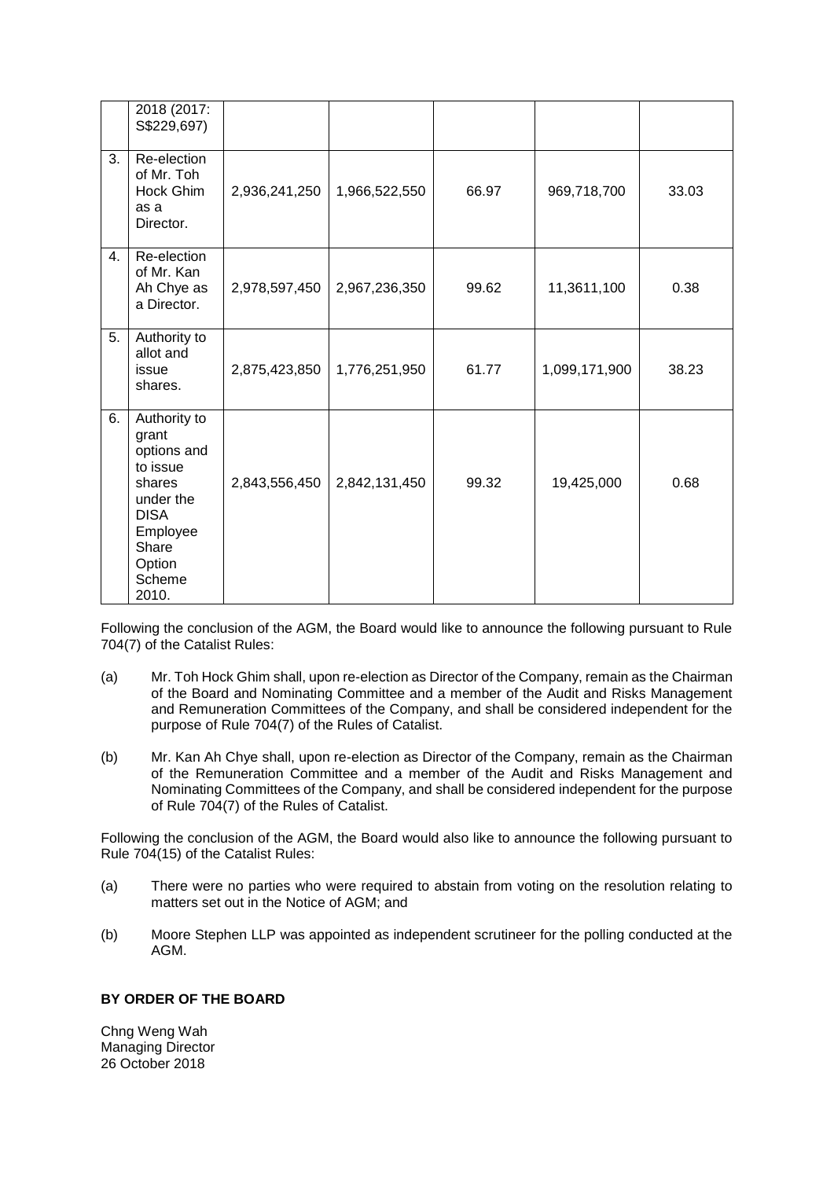| | | | | | | |
|---|---|---|---|---|---|---|
| | 2018 (2017: S$229,697) | | | | | |
| 3. | Re-election of Mr. Toh Hock Ghim as a Director. | 2,936,241,250 | 1,966,522,550 | 66.97 | 969,718,700 | 33.03 |
| 4. | Re-election of Mr. Kan Ah Chye as a Director. | 2,978,597,450 | 2,967,236,350 | 99.62 | 11,3611,100 | 0.38 |
| 5. | Authority to allot and issue shares. | 2,875,423,850 | 1,776,251,950 | 61.77 | 1,099,171,900 | 38.23 |
| 6. | Authority to grant options and to issue shares under the DISA Employee Share Option Scheme 2010. | 2,843,556,450 | 2,842,131,450 | 99.32 | 19,425,000 | 0.68 |

Following the conclusion of the AGM, the Board would like to announce the following pursuant to Rule 704(7) of the Catalist Rules:

(a) Mr. Toh Hock Ghim shall, upon re-election as Director of the Company, remain as the Chairman of the Board and Nominating Committee and a member of the Audit and Risks Management and Remuneration Committees of the Company, and shall be considered independent for the purpose of Rule 704(7) of the Rules of Catalist.

(b) Mr. Kan Ah Chye shall, upon re-election as Director of the Company, remain as the Chairman of the Remuneration Committee and a member of the Audit and Risks Management and Nominating Committees of the Company, and shall be considered independent for the purpose of Rule 704(7) of the Rules of Catalist.

Following the conclusion of the AGM, the Board would also like to announce the following pursuant to Rule 704(15) of the Catalist Rules:

(a) There were no parties who were required to abstain from voting on the resolution relating to matters set out in the Notice of AGM; and

(b) Moore Stephen LLP was appointed as independent scrutineer for the polling conducted at the AGM.

**BY ORDER OF THE BOARD**

Chng Weng Wah
Managing Director
26 October 2018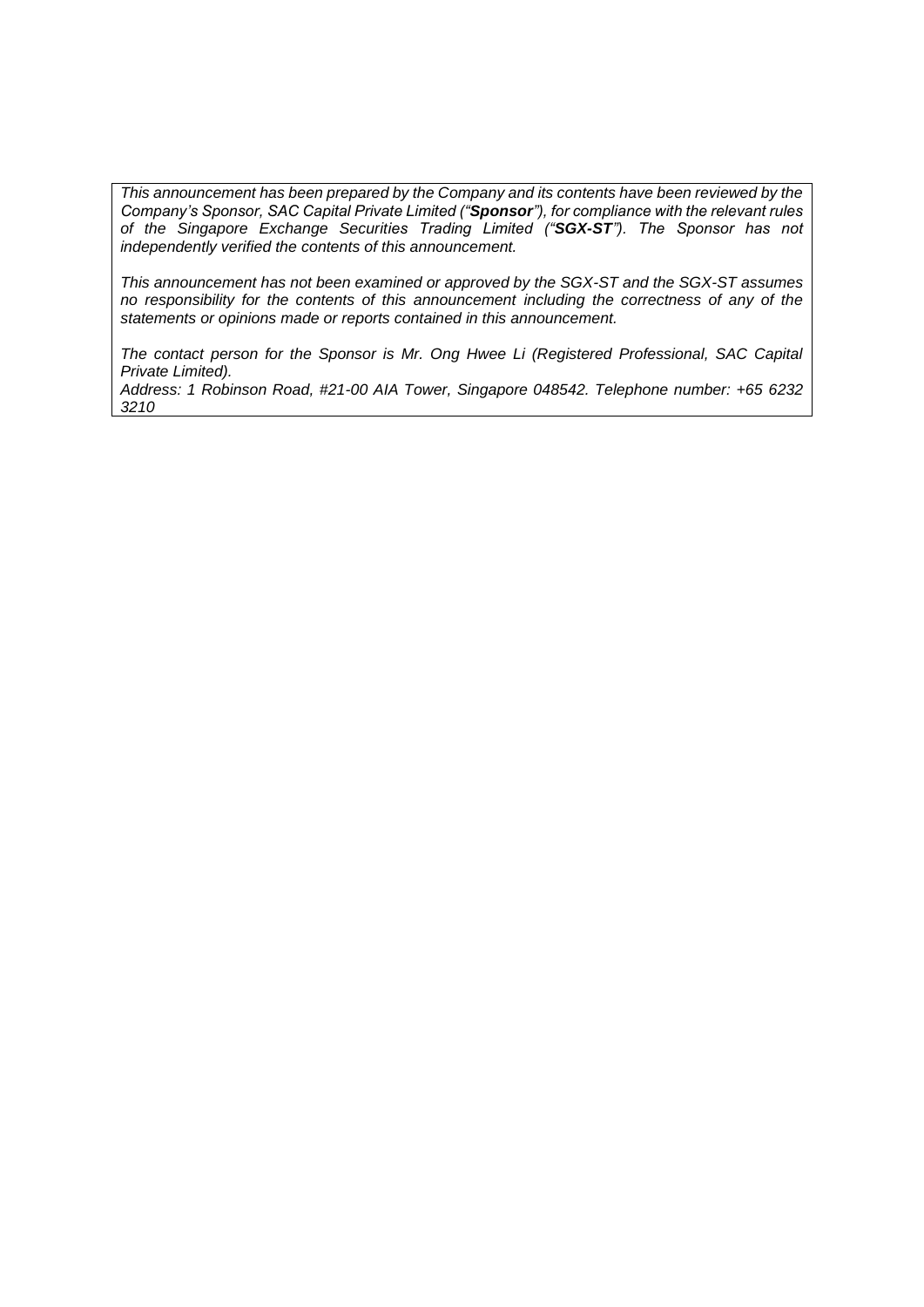*This announcement has been prepared by the Company and its contents have been reviewed by the Company's Sponsor, SAC Capital Private Limited ("**Sponsor**"), for compliance with the relevant rules of the Singapore Exchange Securities Trading Limited ("**SGX-ST**"). The Sponsor has not independently verified the contents of this announcement.*

*This announcement has not been examined or approved by the SGX-ST and the SGX-ST assumes no responsibility for the contents of this announcement including the correctness of any of the statements or opinions made or reports contained in this announcement.*

*The contact person for the Sponsor is Mr. Ong Hwee Li (Registered Professional, SAC Capital Private Limited).*
*Address: 1 Robinson Road, #21-00 AIA Tower, Singapore 048542. Telephone number: +65 6232 3210*